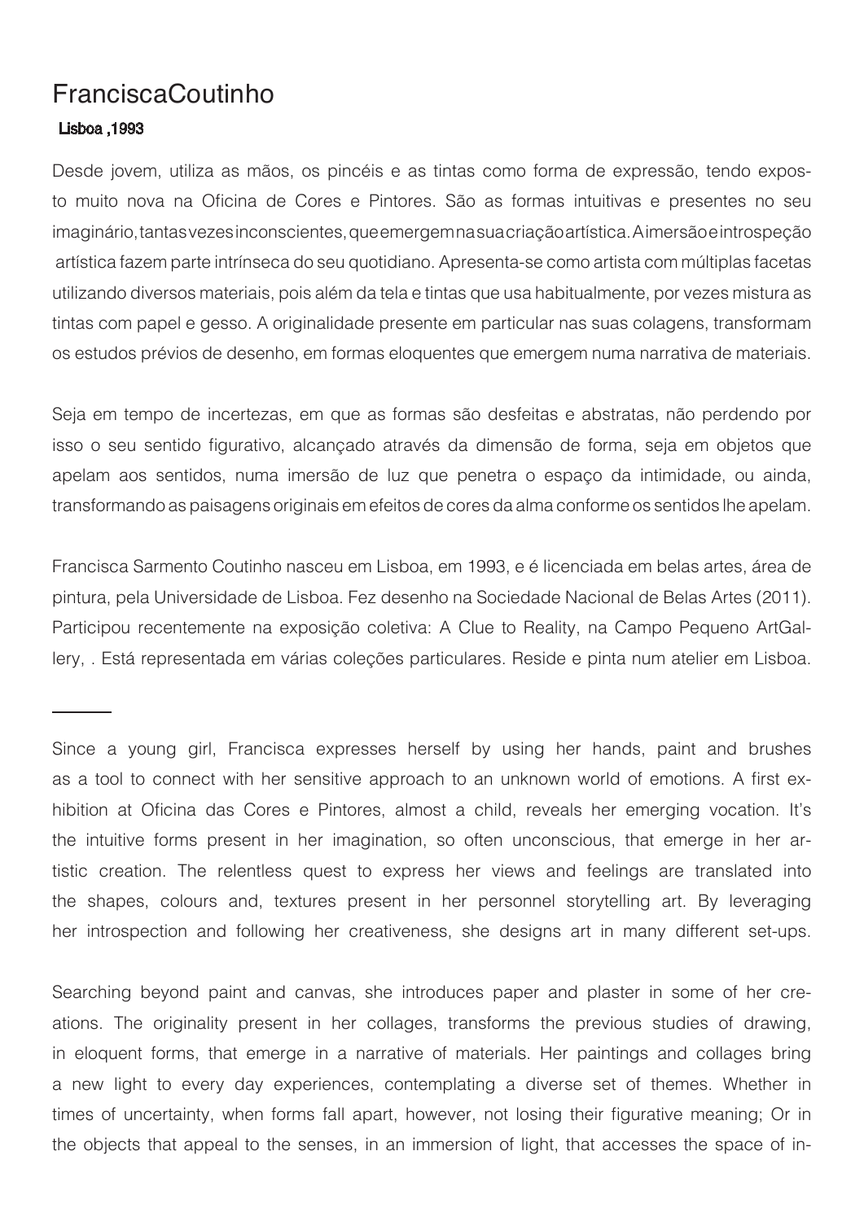# FranciscaCoutinho

**Lisboa ,1993**

Desde jovem, utiliza as mãos, os pincéis e as tintas como forma de expressão, tendo exposto muito nova na Oficina de Cores e Pintores. São as formas intuitivas e presentes no seu imaginário, tantas vezes inconscientes, que emergem na sua criação artística. A imersão e introspeção artística fazem parte intrínseca do seu quotidiano. Apresenta-se como artista com múltiplas facetas utilizando diversos materiais, pois além da tela e tintas que usa habitualmente, por vezes mistura as tintas com papel e gesso. A originalidade presente em particular nas suas colagens, transformam os estudos prévios de desenho, em formas eloquentes que emergem numa narrativa de materiais.

Seja em tempo de incertezas, em que as formas são desfeitas e abstratas, não perdendo por isso o seu sentido figurativo, alcançado através da dimensão de forma, seja em objetos que apelam aos sentidos, numa imersão de luz que penetra o espaço da intimidade, ou ainda, transformando as paisagens originais em efeitos de cores da alma conforme os sentidos lhe apelam.

Francisca Sarmento Coutinho nasceu em Lisboa, em 1993, e é licenciada em belas artes, área de pintura, pela Universidade de Lisboa. Fez desenho na Sociedade Nacional de Belas Artes (2011). Participou recentemente na exposição coletiva: A Clue to Reality, na Campo Pequeno ArtGallery, . Está representada em várias coleções particulares. Reside e pinta num atelier em Lisboa.

---

Since a young girl, Francisca expresses herself by using her hands, paint and brushes as a tool to connect with her sensitive approach to an unknown world of emotions. A first exhibition at Oficina das Cores e Pintores, almost a child, reveals her emerging vocation. It's the intuitive forms present in her imagination, so often unconscious, that emerge in her artistic creation. The relentless quest to express her views and feelings are translated into the shapes, colours and, textures present in her personnel storytelling art. By leveraging her introspection and following her creativeness, she designs art in many different set-ups.

Searching beyond paint and canvas, she introduces paper and plaster in some of her creations. The originality present in her collages, transforms the previous studies of drawing, in eloquent forms, that emerge in a narrative of materials. Her paintings and collages bring a new light to every day experiences, contemplating a diverse set of themes. Whether in times of uncertainty, when forms fall apart, however, not losing their figurative meaning; Or in the objects that appeal to the senses, in an immersion of light, that accesses the space of in-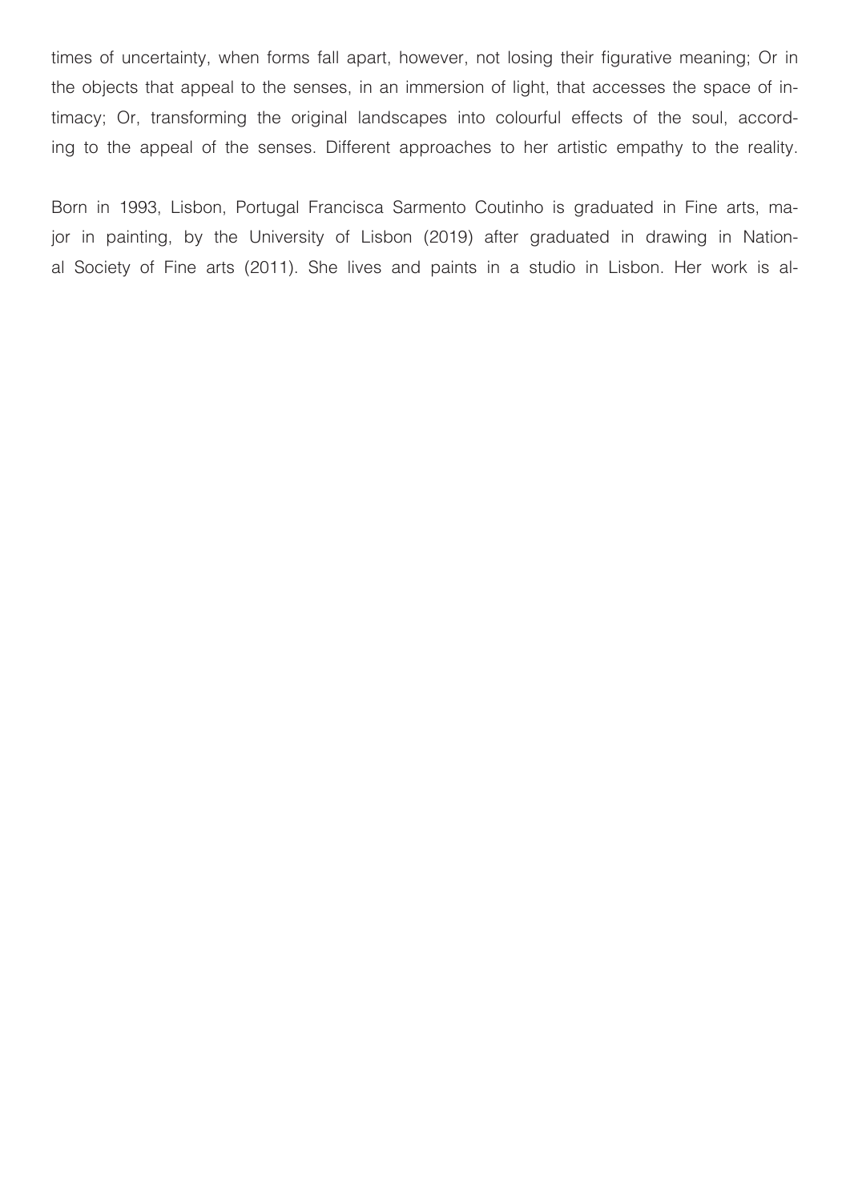times of uncertainty, when forms fall apart, however, not losing their figurative meaning; Or in the objects that appeal to the senses, in an immersion of light, that accesses the space of intimacy; Or, transforming the original landscapes into colourful effects of the soul, according to the appeal of the senses. Different approaches to her artistic empathy to the reality.

Born in 1993, Lisbon, Portugal Francisca Sarmento Coutinho is graduated in Fine arts, major in painting, by the University of Lisbon (2019) after graduated in drawing in National Society of Fine arts (2011). She lives and paints in a studio in Lisbon. Her work is al-